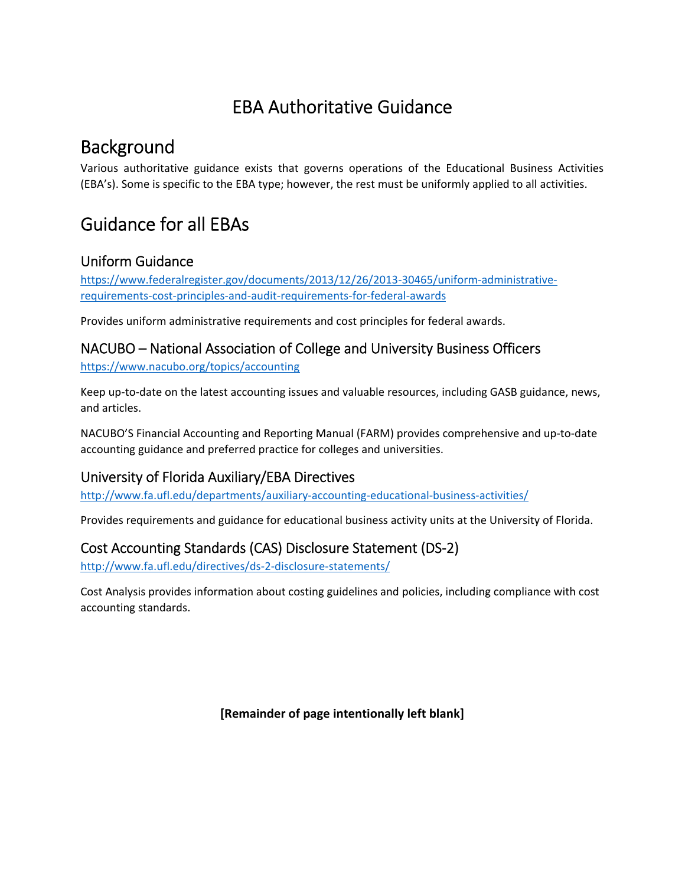# EBA Authoritative Guidance

## Background

Various authoritative guidance exists that governs operations of the Educational Business Activities (EBA's). Some is specific to the EBA type; however, the rest must be uniformly applied to all activities.

## Guidance for all EBAs

### Uniform Guidance

[https://www.federalregister.gov/documents/2013/12/26/2013-30465/uniform-administrative-requirements-cost-principles-and-audit-requirements-for-federal-awards](https://www.federalregister.gov/documents/2013/12/26/2013-30465/uniform-administrative-requirements-cost-principles-and-audit-requirements-for-federal-awards)

Provides uniform administrative requirements and cost principles for federal awards.

### NACUBO – National Association of College and University Business Officers

[https://www.nacubo.org/topics/accounting](https://www.nacubo.org/topics/accounting)

Keep up-to-date on the latest accounting issues and valuable resources, including GASB guidance, news, and articles.

NACUBO'S Financial Accounting and Reporting Manual (FARM) provides comprehensive and up-to-date accounting guidance and preferred practice for colleges and universities.

### University of Florida Auxiliary/EBA Directives

[http://www.fa.ufl.edu/departments/auxiliary-accounting-educational-business-activities/](http://www.fa.ufl.edu/departments/auxiliary-accounting-educational-business-activities/)

Provides requirements and guidance for educational business activity units at the University of Florida.

### Cost Accounting Standards (CAS) Disclosure Statement (DS-2)

[http://www.fa.ufl.edu/directives/ds-2-disclosure-statements/](http://www.fa.ufl.edu/directives/ds-2-disclosure-statements/)

Cost Analysis provides information about costing guidelines and policies, including compliance with cost accounting standards.

**[Remainder of page intentionally left blank]**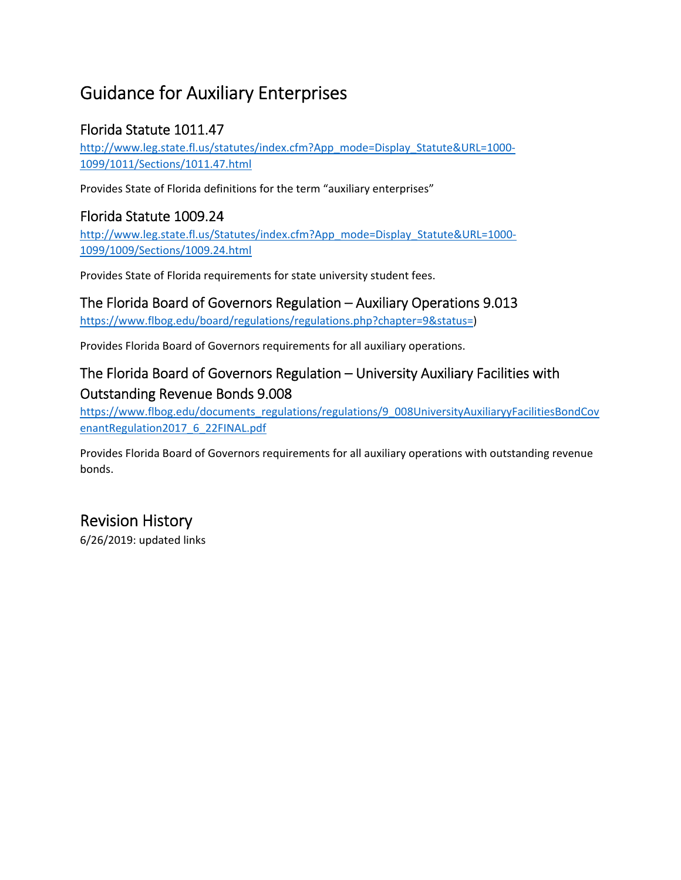# Guidance for Auxiliary Enterprises

## Florida Statute 1011.47

http://www.leg.state.fl.us/statutes/index.cfm?App_mode=Display_Statute&URL=1000-1099/1011/Sections/1011.47.html

Provides State of Florida definitions for the term "auxiliary enterprises"

## Florida Statute 1009.24

http://www.leg.state.fl.us/Statutes/index.cfm?App_mode=Display_Statute&URL=1000-1099/1009/Sections/1009.24.html

Provides State of Florida requirements for state university student fees.

## The Florida Board of Governors Regulation – Auxiliary Operations 9.013

https://www.flbog.edu/board/regulations/regulations.php?chapter=9&status=)

Provides Florida Board of Governors requirements for all auxiliary operations.

## The Florida Board of Governors Regulation – University Auxiliary Facilities with Outstanding Revenue Bonds 9.008

https://www.flbog.edu/documents_regulations/regulations/9_008UniversityAuxiliaryyFacilitiesBondCovenantRegulation2017_6_22FINAL.pdf

Provides Florida Board of Governors requirements for all auxiliary operations with outstanding revenue bonds.

# Revision History

6/26/2019: updated links